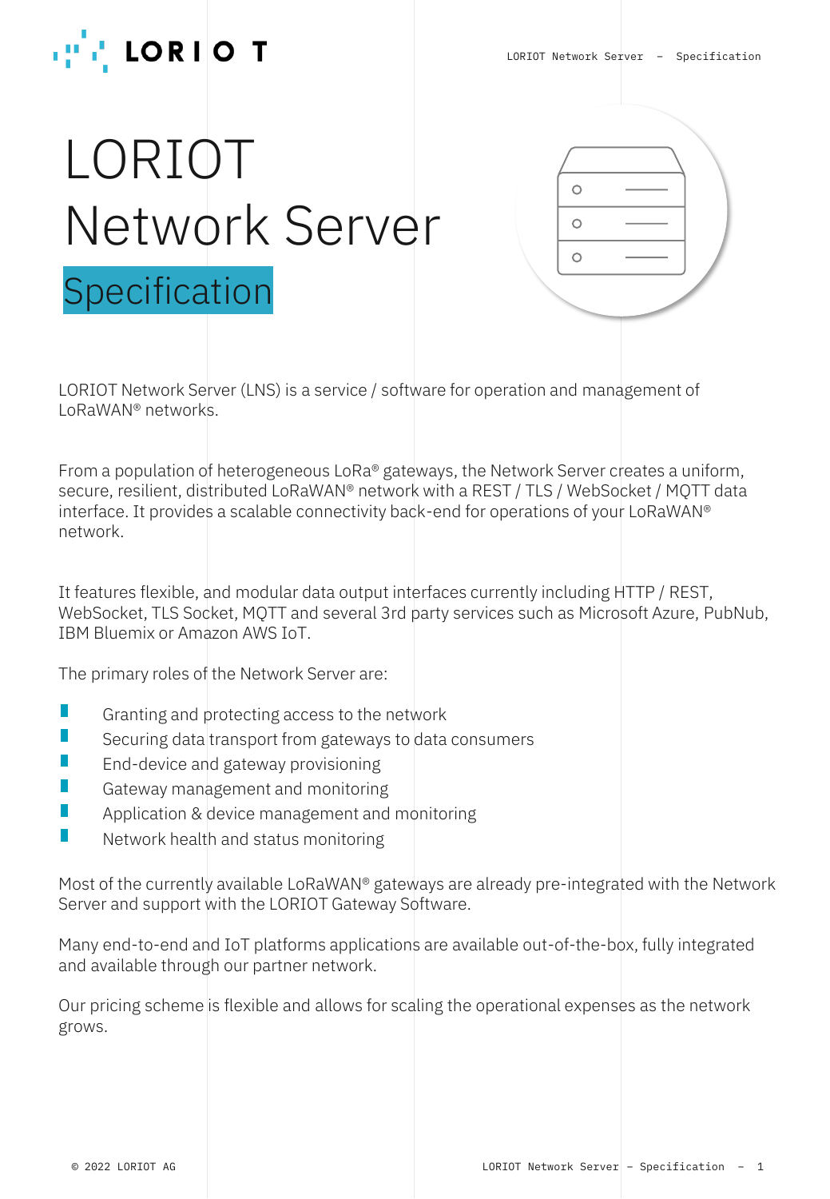# LORIOT Network Server

## Specification

LORIOT Network Server (LNS) is a service / software for operation and management of LoRaWAN® networks.

From a population of heterogeneous LoRa® gateways, the Network Server creates a uniform, secure, resilient, distributed LoRaWAN® network with a REST / TLS / WebSocket / MQTT data interface. It provides a scalable connectivity back-end for operations of your LoRaWAN® network.

It features flexible, and modular data output interfaces currently including HTTP / REST, WebSocket, TLS Socket, MQTT and several 3rd party services such as Microsoft Azure, PubNub, IBM Bluemix or Amazon AWS IoT.

The primary roles of the Network Server are:

- Granting and protecting access to the network
- Securing data transport from gateways to data consumers
- End-device and gateway provisioning
- Gateway management and monitoring
- Application & device management and monitoring
- Network health and status monitoring

Most of the currently available LoRaWAN® gateways are already pre-integrated with the Network Server and support with the LORIOT Gateway Software.

Many end-to-end and IoT platforms applications are available out-of-the-box, fully integrated and available through our partner network.

Our pricing scheme is flexible and allows for scaling the operational expenses as the network grows.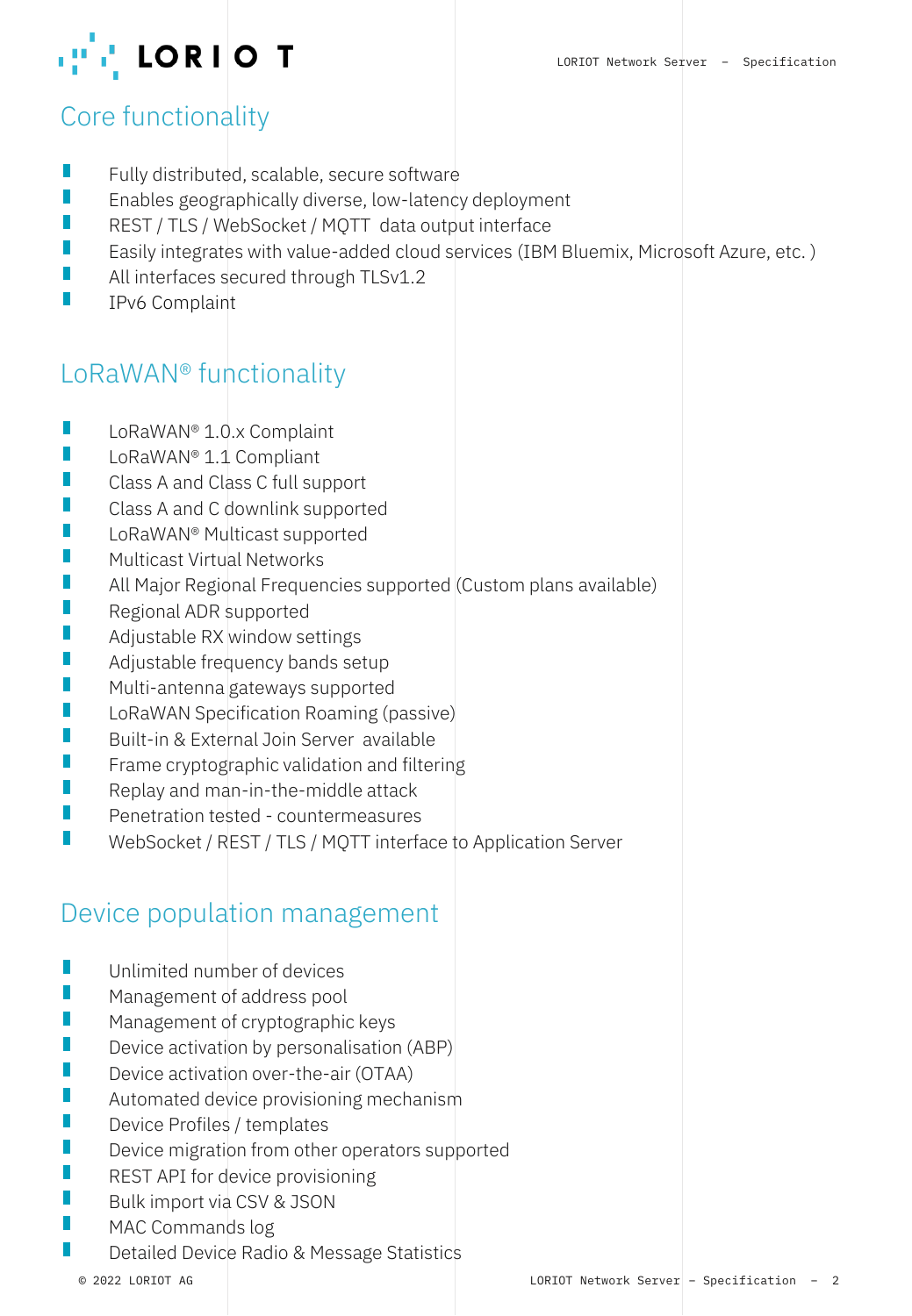## Core functionality

- Fully distributed, scalable, secure software
- Enables geographically diverse, low-latency deployment
- REST / TLS / WebSocket / MQTT  data output interface
- Easily integrates with value-added cloud services (IBM Bluemix, Microsoft Azure, etc. )
- All interfaces secured through TLSv1.2
- IPv6 Complaint

## LoRaWAN® functionality

- LoRaWAN® 1.0.x Complaint
- LoRaWAN® 1.1 Compliant
- Class A and Class C full support
- Class A and C downlink supported
- LoRaWAN® Multicast supported
- Multicast Virtual Networks
- All Major Regional Frequencies supported (Custom plans available)
- Regional ADR supported
- Adjustable RX window settings
- Adjustable frequency bands setup
- Multi-antenna gateways supported
- LoRaWAN Specification Roaming (passive)
- Built-in & External Join Server  available
- Frame cryptographic validation and filtering
- Replay and man-in-the-middle attack
- Penetration tested - countermeasures
- WebSocket / REST / TLS / MQTT interface to Application Server

## Device population management

- Unlimited number of devices
- Management of address pool
- Management of cryptographic keys
- Device activation by personalisation (ABP)
- Device activation over-the-air (OTAA)
- Automated device provisioning mechanism
- Device Profiles / templates
- Device migration from other operators supported
- REST API for device provisioning
- Bulk import via CSV & JSON
- MAC Commands log
- Detailed Device Radio & Message Statistics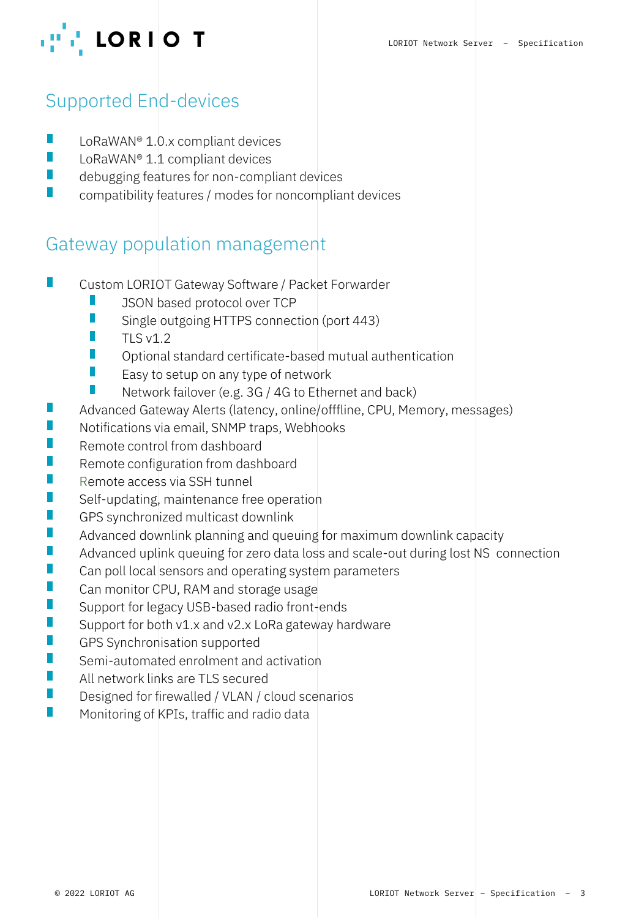## Supported End-devices

- LoRaWAN® 1.0.x compliant devices
- LoRaWAN® 1.1 compliant devices
- debugging features for non-compliant devices
- compatibility features / modes for noncompliant devices

## Gateway population management

- Custom LORIOT Gateway Software / Packet Forwarder
  - JSON based protocol over TCP
  - Single outgoing HTTPS connection (port 443)
  - TLS v1.2
  - Optional standard certificate-based mutual authentication
  - Easy to setup on any type of network
  - Network failover (e.g. 3G / 4G to Ethernet and back)
- Advanced Gateway Alerts (latency, online/offfline, CPU, Memory, messages)
- Notifications via email, SNMP traps, Webhooks
- Remote control from dashboard
- Remote configuration from dashboard
- Remote access via SSH tunnel
- Self-updating, maintenance free operation
- GPS synchronized multicast downlink
- Advanced downlink planning and queuing for maximum downlink capacity
- Advanced uplink queuing for zero data loss and scale-out during lost NS connection
- Can poll local sensors and operating system parameters
- Can monitor CPU, RAM and storage usage
- Support for legacy USB-based radio front-ends
- Support for both v1.x and v2.x LoRa gateway hardware
- GPS Synchronisation supported
- Semi-automated enrolment and activation
- All network links are TLS secured
- Designed for firewalled / VLAN / cloud scenarios
- Monitoring of KPIs, traffic and radio data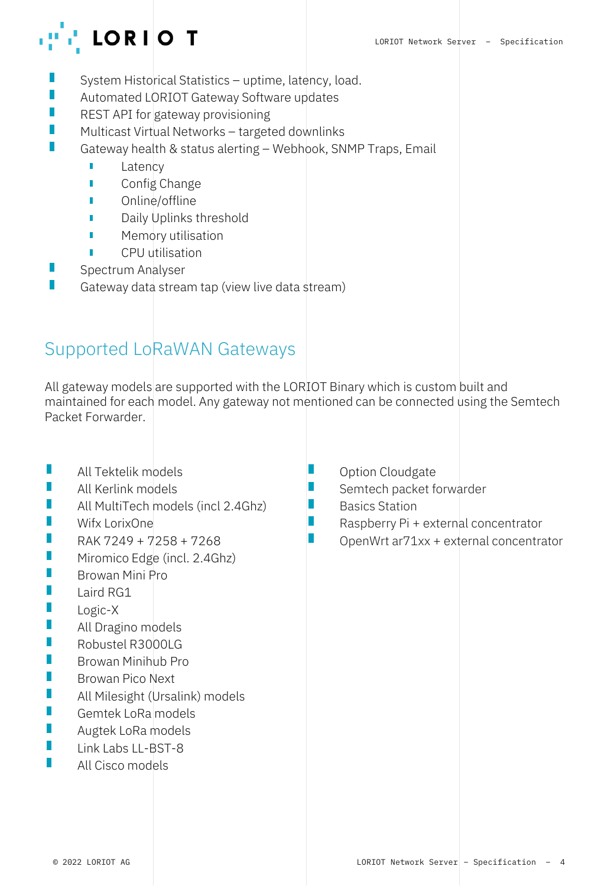- System Historical Statistics – uptime, latency, load.
- Automated LORIOT Gateway Software updates
- REST API for gateway provisioning
- Multicast Virtual Networks – targeted downlinks
- Gateway health & status alerting – Webhook, SNMP Traps, Email
  - Latency
  - Config Change
  - Online/offline
  - Daily Uplinks threshold
  - Memory utilisation
  - CPU utilisation
- Spectrum Analyser
- Gateway data stream tap (view live data stream)

## Supported LoRaWAN Gateways

All gateway models are supported with the LORIOT Binary which is custom built and maintained for each model. Any gateway not mentioned can be connected using the Semtech Packet Forwarder.

- All Tektelik models
- All Kerlink models
- All MultiTech models (incl 2.4Ghz)
- Wifx LorixOne
- RAK 7249 + 7258 + 7268
- Miromico Edge (incl. 2.4Ghz)
- Browan Mini Pro
- Laird RG1
- Logic-X
- All Dragino models
- Robustel R3000LG
- Browan Minihub Pro
- Browan Pico Next
- All Milesight (Ursalink) models
- Gemtek LoRa models
- Augtek LoRa models
- Link Labs LL-BST-8
- All Cisco models
- Option Cloudgate
- Semtech packet forwarder
- Basics Station
- Raspberry Pi + external concentrator
- OpenWrt ar71xx + external concentrator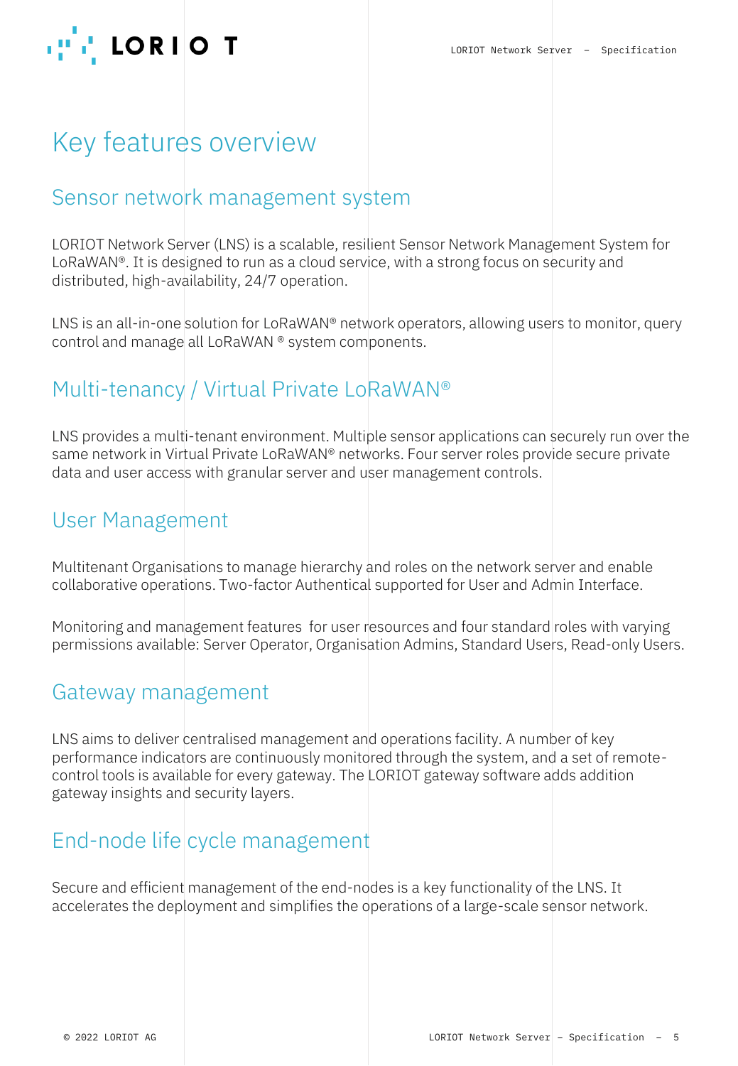# Key features overview

## Sensor network management system

LORIOT Network Server (LNS) is a scalable, resilient Sensor Network Management System for LoRaWAN®. It is designed to run as a cloud service, with a strong focus on security and distributed, high-availability, 24/7 operation.

LNS is an all-in-one solution for LoRaWAN® network operators, allowing users to monitor, query control and manage all LoRaWAN ® system components.

## Multi-tenancy / Virtual Private LoRaWAN®

LNS provides a multi-tenant environment. Multiple sensor applications can securely run over the same network in Virtual Private LoRaWAN® networks. Four server roles provide secure private data and user access with granular server and user management controls.

## User Management

Multitenant Organisations to manage hierarchy and roles on the network server and enable collaborative operations. Two-factor Authentical supported for User and Admin Interface.

Monitoring and management features  for user resources and four standard roles with varying permissions available: Server Operator, Organisation Admins, Standard Users, Read-only Users.

## Gateway management

LNS aims to deliver centralised management and operations facility. A number of key performance indicators are continuously monitored through the system, and a set of remote-control tools is available for every gateway. The LORIOT gateway software adds addition gateway insights and security layers.

## End-node life cycle management

Secure and efficient management of the end-nodes is a key functionality of the LNS. It accelerates the deployment and simplifies the operations of a large-scale sensor network.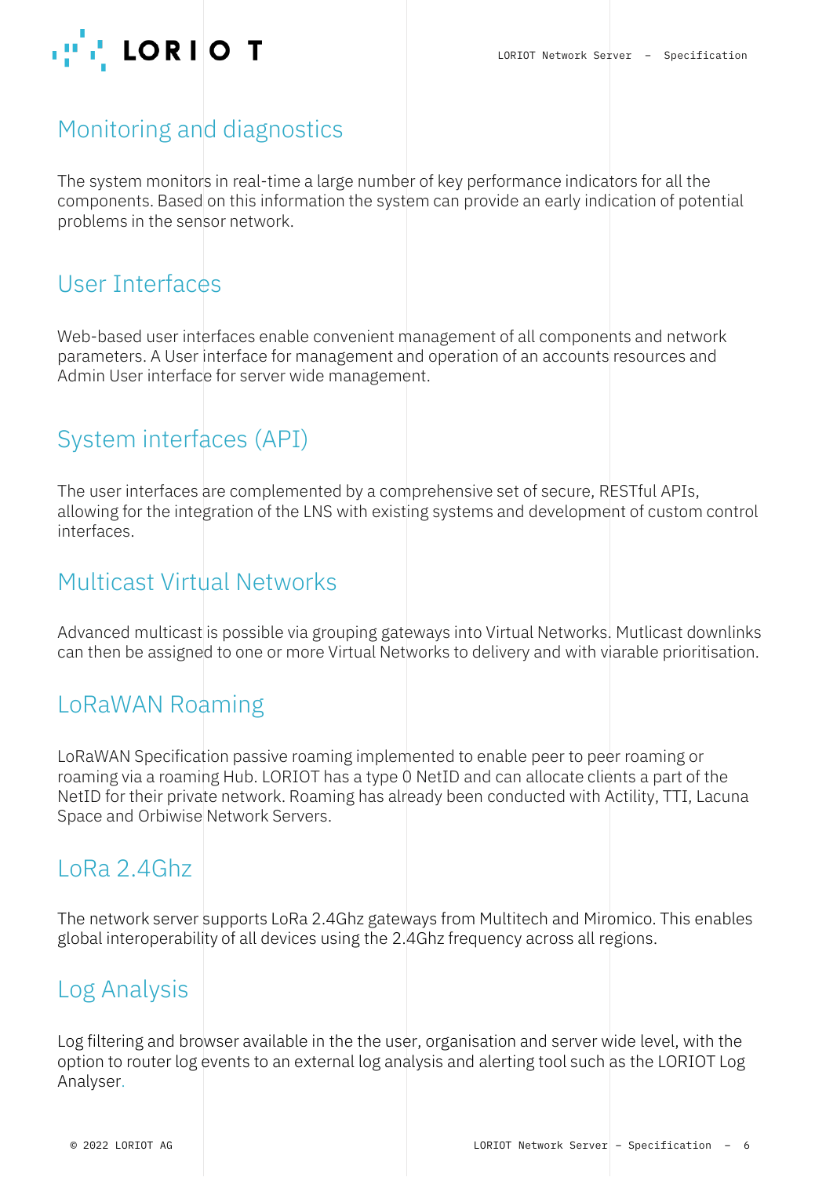## Monitoring and diagnostics

The system monitors in real-time a large number of key performance indicators for all the components. Based on this information the system can provide an early indication of potential problems in the sensor network.

## User Interfaces

Web-based user interfaces enable convenient management of all components and network parameters. A User interface for management and operation of an accounts resources and Admin User interface for server wide management.

## System interfaces (API)

The user interfaces are complemented by a comprehensive set of secure, RESTful APIs, allowing for the integration of the LNS with existing systems and development of custom control interfaces.

## Multicast Virtual Networks

Advanced multicast is possible via grouping gateways into Virtual Networks. Mutlicast downlinks can then be assigned to one or more Virtual Networks to delivery and with viarable prioritisation.

## LoRaWAN Roaming

LoRaWAN Specification passive roaming implemented to enable peer to peer roaming or roaming via a roaming Hub. LORIOT has a type 0 NetID and can allocate clients a part of the NetID for their private network. Roaming has already been conducted with Actility, TTI, Lacuna Space and Orbiwise Network Servers.

## LoRa 2.4Ghz

The network server supports LoRa 2.4Ghz gateways from Multitech and Miromico. This enables global interoperability of all devices using the 2.4Ghz frequency across all regions.

## Log Analysis

Log filtering and browser available in the the user, organisation and server wide level, with the option to router log events to an external log analysis and alerting tool such as the LORIOT Log Analyser.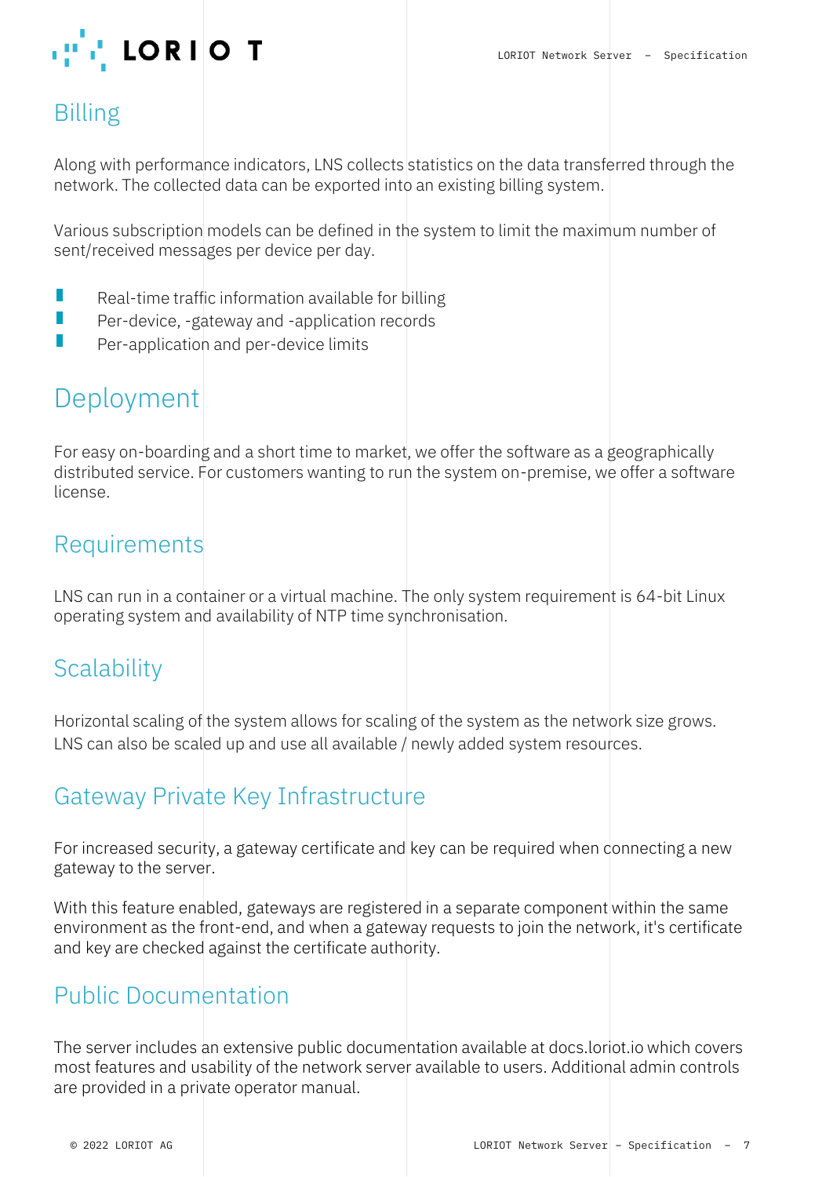## Billing

Along with performance indicators, LNS collects statistics on the data transferred through the network. The collected data can be exported into an existing billing system.

Various subscription models can be defined in the system to limit the maximum number of sent/received messages per device per day.

- Real-time traffic information available for billing
- Per-device, -gateway and -application records
- Per-application and per-device limits

## Deployment

For easy on-boarding and a short time to market, we offer the software as a geographically distributed service. For customers wanting to run the system on-premise, we offer a software license.

## Requirements

LNS can run in a container or a virtual machine. The only system requirement is 64-bit Linux operating system and availability of NTP time synchronisation.

## Scalability

Horizontal scaling of the system allows for scaling of the system as the network size grows. LNS can also be scaled up and use all available / newly added system resources.

## Gateway Private Key Infrastructure

For increased security, a gateway certificate and key can be required when connecting a new gateway to the server.

With this feature enabled, gateways are registered in a separate component within the same environment as the front-end, and when a gateway requests to join the network, it's certificate and key are checked against the certificate authority.

## Public Documentation

The server includes an extensive public documentation available at docs.loriot.io which covers most features and usability of the network server available to users. Additional admin controls are provided in a private operator manual.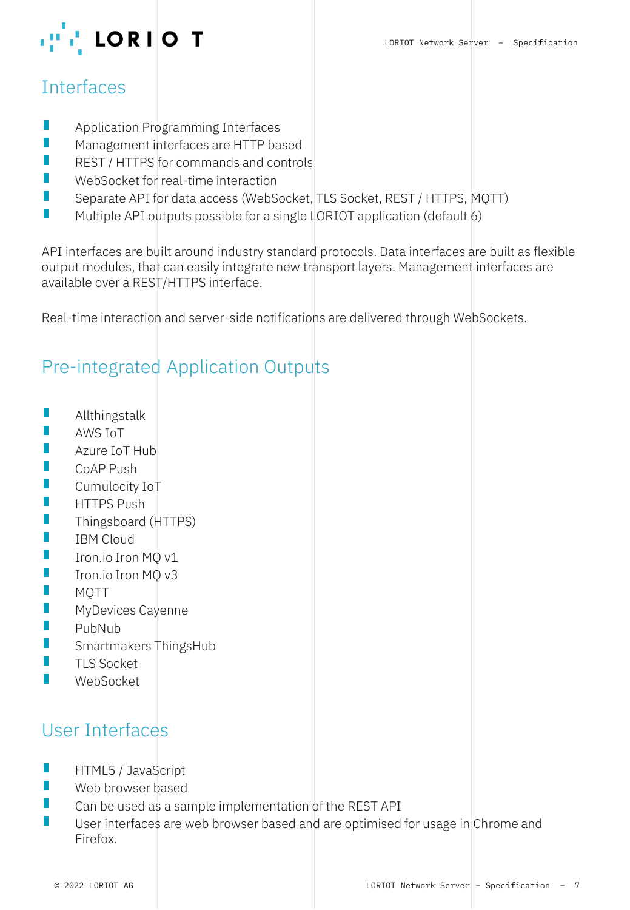## Interfaces

- Application Programming Interfaces
- Management interfaces are HTTP based
- REST / HTTPS for commands and controls
- WebSocket for real-time interaction
- Separate API for data access (WebSocket, TLS Socket, REST / HTTPS, MQTT)
- Multiple API outputs possible for a single LORIOT application (default 6)

API interfaces are built around industry standard protocols. Data interfaces are built as flexible output modules, that can easily integrate new transport layers. Management interfaces are available over a REST/HTTPS interface.

Real-time interaction and server-side notifications are delivered through WebSockets.

## Pre-integrated Application Outputs

- Allthingstalk
- AWS IoT
- Azure IoT Hub
- CoAP Push
- Cumulocity IoT
- HTTPS Push
- Thingsboard (HTTPS)
- IBM Cloud
- Iron.io Iron MQ v1
- Iron.io Iron MQ v3
- MQTT
- MyDevices Cayenne
- PubNub
- Smartmakers ThingsHub
- TLS Socket
- WebSocket

## User Interfaces

- HTML5 / JavaScript
- Web browser based
- Can be used as a sample implementation of the REST API
- User interfaces are web browser based and are optimised for usage in Chrome and Firefox.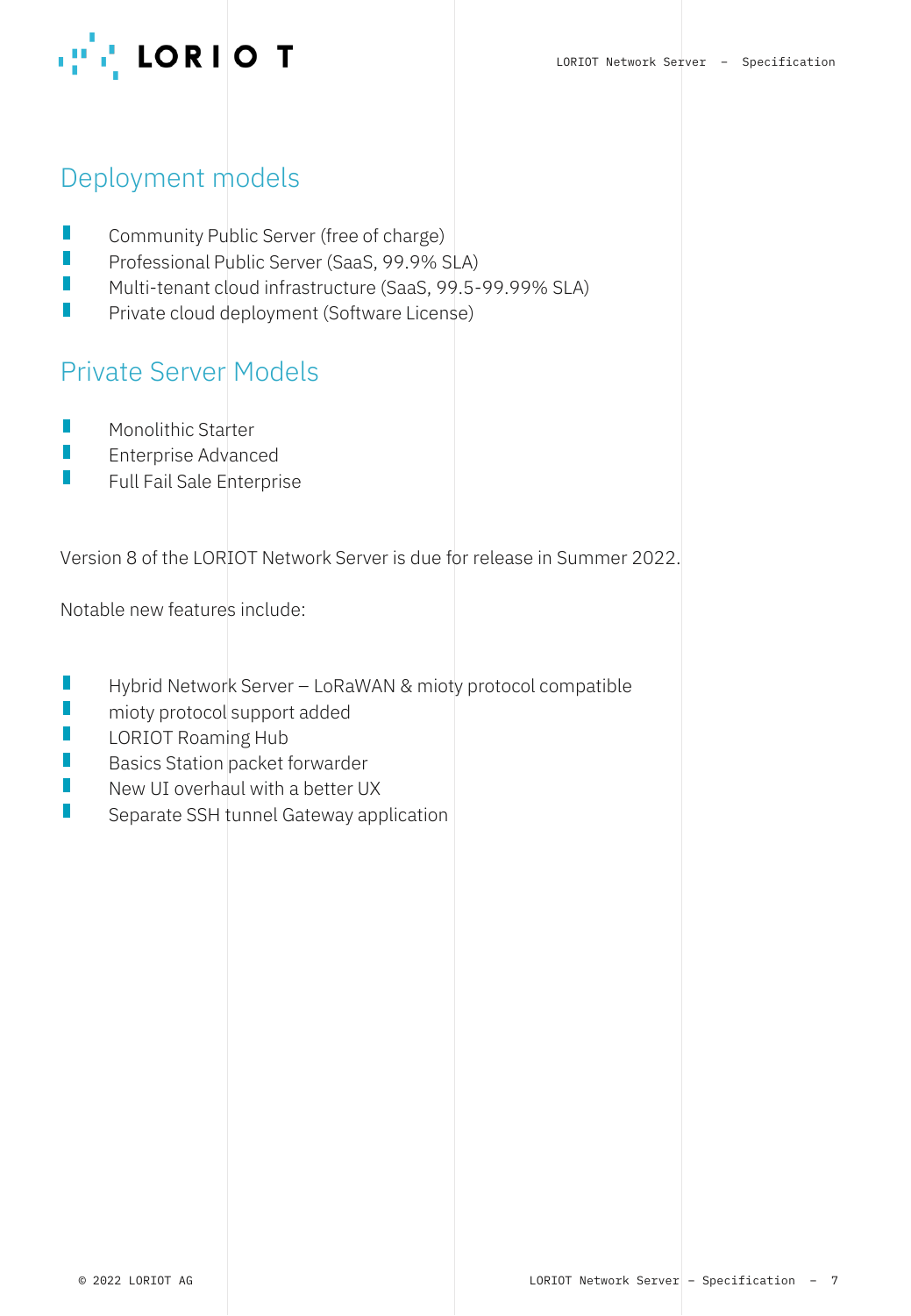## Deployment models

- Community Public Server (free of charge)
- Professional Public Server (SaaS, 99.9% SLA)
- Multi-tenant cloud infrastructure (SaaS, 99.5-99.99% SLA)
- Private cloud deployment (Software License)

## Private Server Models

- Monolithic Starter
- Enterprise Advanced
- Full Fail Sale Enterprise

Version 8 of the LORIOT Network Server is due for release in Summer 2022.

Notable new features include:

- Hybrid Network Server – LoRaWAN & mioty protocol compatible
- mioty protocol support added
- LORIOT Roaming Hub
- Basics Station packet forwarder
- New UI overhaul with a better UX
- Separate SSH tunnel Gateway application

© 2022 LORIOT AG